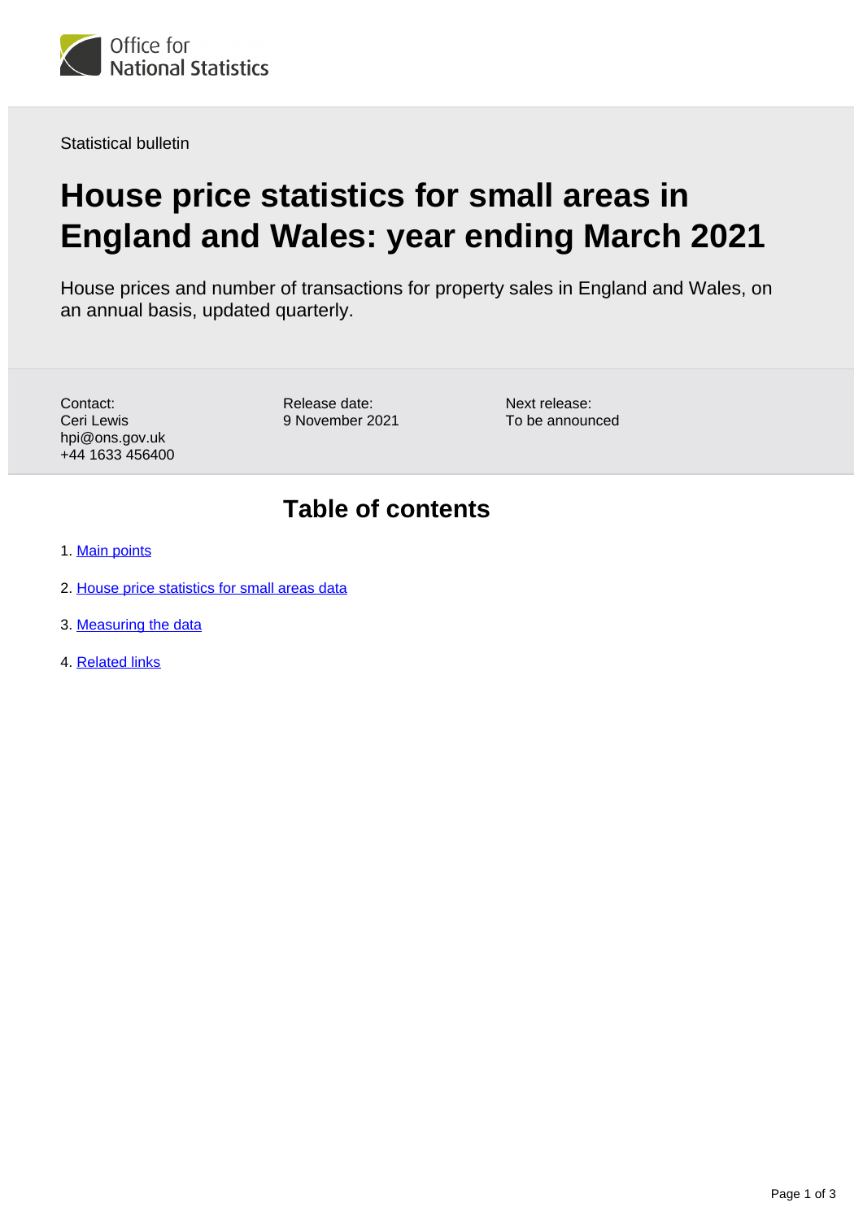Statistical bulletin

# House price statistics for small areas in England and Wales: year ending March 2021

House prices and number of transactions for property sales in England and Wales, on an annual basis, updated quarterly.

Contact:
Ceri Lewis
hpi@ons.gov.uk
+44 1633 456400

Release date:
9 November 2021

Next release:
To be announced

## Table of contents

1. Main points
2. House price statistics for small areas data
3. Measuring the data
4. Related links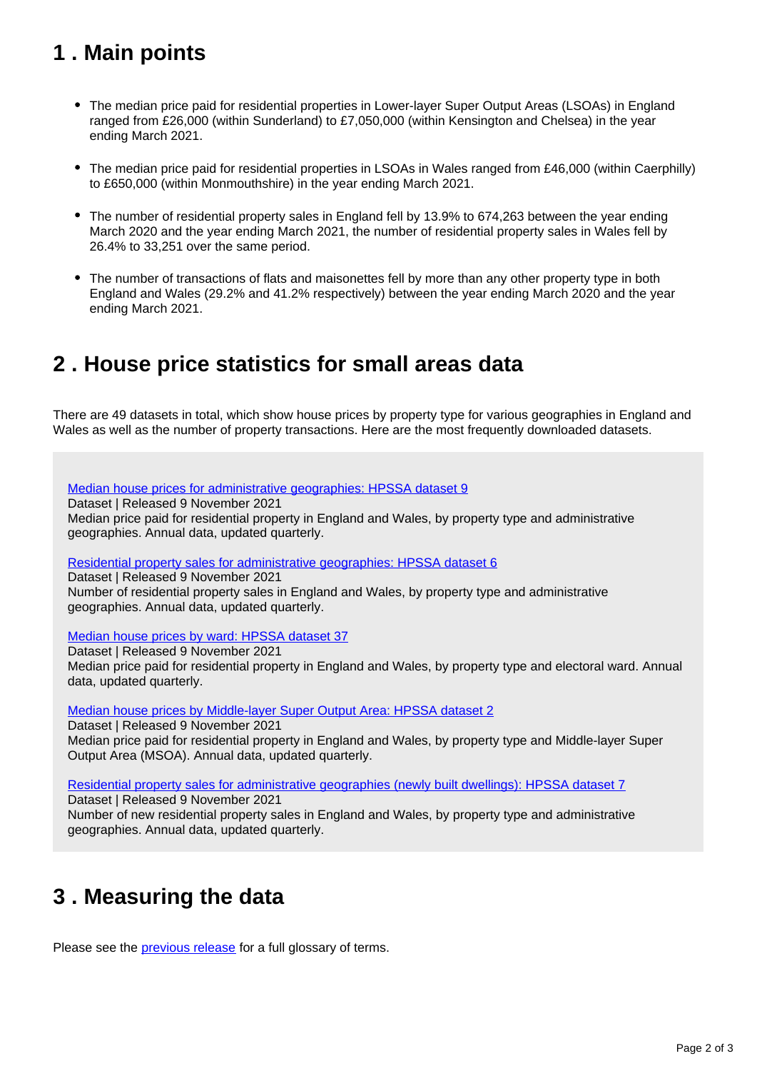## 1 . Main points

- The median price paid for residential properties in Lower-layer Super Output Areas (LSOAs) in England ranged from £26,000 (within Sunderland) to £7,050,000 (within Kensington and Chelsea) in the year ending March 2021.
- The median price paid for residential properties in LSOAs in Wales ranged from £46,000 (within Caerphilly) to £650,000 (within Monmouthshire) in the year ending March 2021.
- The number of residential property sales in England fell by 13.9% to 674,263 between the year ending March 2020 and the year ending March 2021, the number of residential property sales in Wales fell by 26.4% to 33,251 over the same period.
- The number of transactions of flats and maisonettes fell by more than any other property type in both England and Wales (29.2% and 41.2% respectively) between the year ending March 2020 and the year ending March 2021.

## 2 . House price statistics for small areas data

There are 49 datasets in total, which show house prices by property type for various geographies in England and Wales as well as the number of property transactions. Here are the most frequently downloaded datasets.

Median house prices for administrative geographies: HPSSA dataset 9
Dataset | Released 9 November 2021
Median price paid for residential property in England and Wales, by property type and administrative geographies. Annual data, updated quarterly.

Residential property sales for administrative geographies: HPSSA dataset 6
Dataset | Released 9 November 2021
Number of residential property sales in England and Wales, by property type and administrative geographies. Annual data, updated quarterly.

Median house prices by ward: HPSSA dataset 37
Dataset | Released 9 November 2021
Median price paid for residential property in England and Wales, by property type and electoral ward. Annual data, updated quarterly.

Median house prices by Middle-layer Super Output Area: HPSSA dataset 2
Dataset | Released 9 November 2021
Median price paid for residential property in England and Wales, by property type and Middle-layer Super Output Area (MSOA). Annual data, updated quarterly.

Residential property sales for administrative geographies (newly built dwellings): HPSSA dataset 7
Dataset | Released 9 November 2021
Number of new residential property sales in England and Wales, by property type and administrative geographies. Annual data, updated quarterly.

## 3 . Measuring the data

Please see the previous release for a full glossary of terms.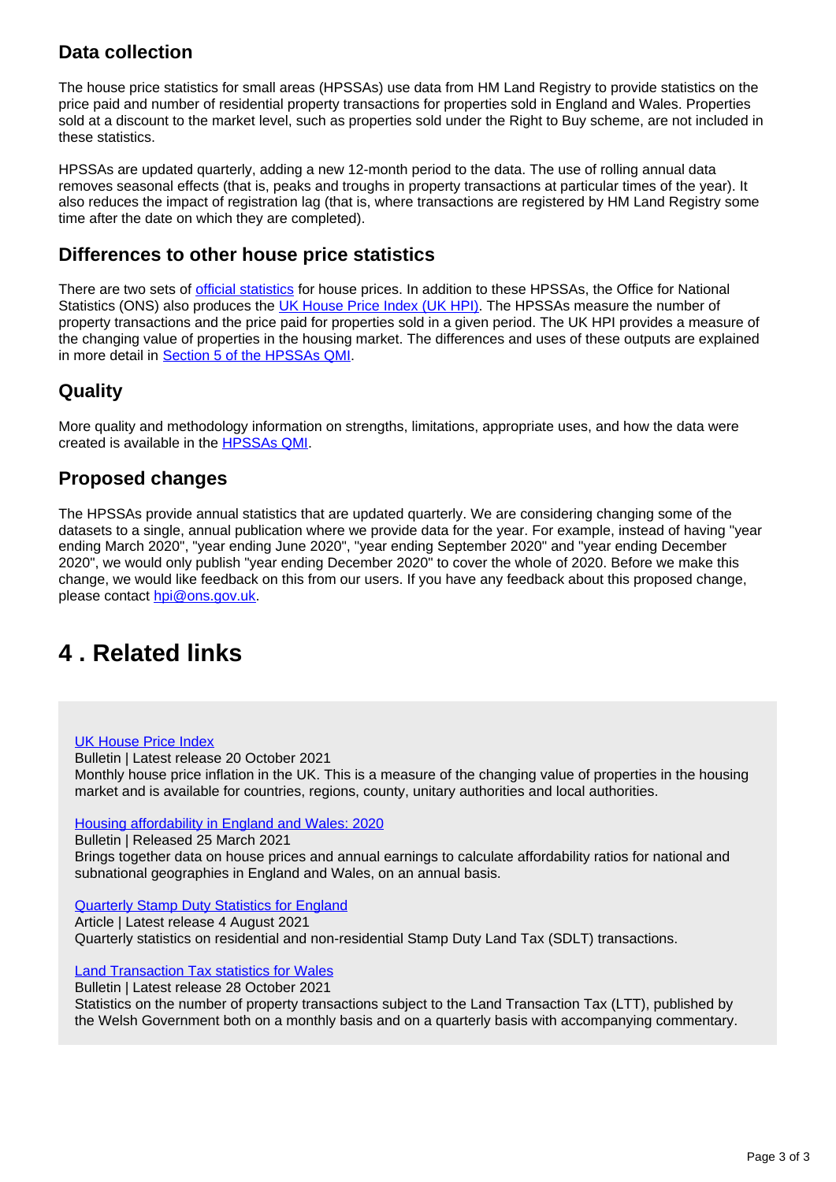### Data collection

The house price statistics for small areas (HPSSAs) use data from HM Land Registry to provide statistics on the price paid and number of residential property transactions for properties sold in England and Wales. Properties sold at a discount to the market level, such as properties sold under the Right to Buy scheme, are not included in these statistics.

HPSSAs are updated quarterly, adding a new 12-month period to the data. The use of rolling annual data removes seasonal effects (that is, peaks and troughs in property transactions at particular times of the year). It also reduces the impact of registration lag (that is, where transactions are registered by HM Land Registry some time after the date on which they are completed).

### Differences to other house price statistics

There are two sets of official statistics for house prices. In addition to these HPSSAs, the Office for National Statistics (ONS) also produces the UK House Price Index (UK HPI). The HPSSAs measure the number of property transactions and the price paid for properties sold in a given period. The UK HPI provides a measure of the changing value of properties in the housing market. The differences and uses of these outputs are explained in more detail in Section 5 of the HPSSAs QMI.

### Quality

More quality and methodology information on strengths, limitations, appropriate uses, and how the data were created is available in the HPSSAs QMI.

### Proposed changes

The HPSSAs provide annual statistics that are updated quarterly. We are considering changing some of the datasets to a single, annual publication where we provide data for the year. For example, instead of having "year ending March 2020", "year ending June 2020", "year ending September 2020" and "year ending December 2020", we would only publish "year ending December 2020" to cover the whole of 2020. Before we make this change, we would like feedback on this from our users. If you have any feedback about this proposed change, please contact hpi@ons.gov.uk.

## 4 . Related links

UK House Price Index
Bulletin | Latest release 20 October 2021
Monthly house price inflation in the UK. This is a measure of the changing value of properties in the housing market and is available for countries, regions, county, unitary authorities and local authorities.

Housing affordability in England and Wales: 2020
Bulletin | Released 25 March 2021
Brings together data on house prices and annual earnings to calculate affordability ratios for national and subnational geographies in England and Wales, on an annual basis.

Quarterly Stamp Duty Statistics for England
Article | Latest release 4 August 2021
Quarterly statistics on residential and non-residential Stamp Duty Land Tax (SDLT) transactions.

Land Transaction Tax statistics for Wales
Bulletin | Latest release 28 October 2021
Statistics on the number of property transactions subject to the Land Transaction Tax (LTT), published by the Welsh Government both on a monthly basis and on a quarterly basis with accompanying commentary.